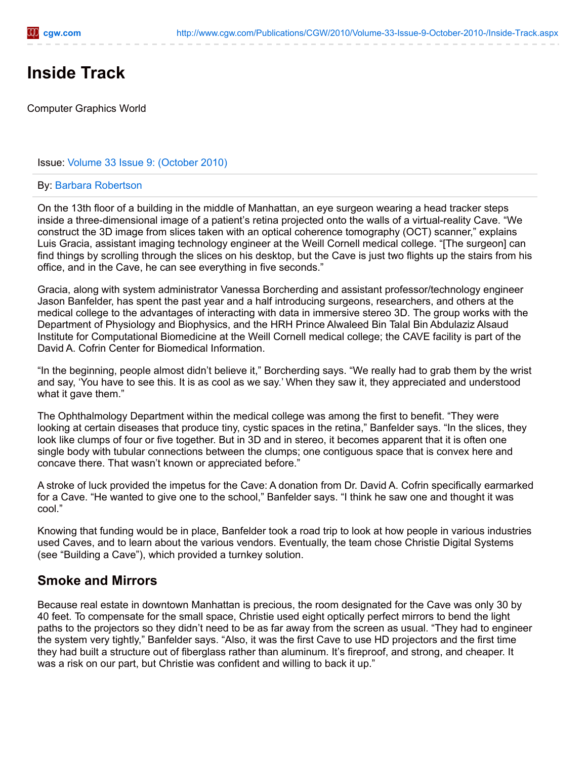# Inside Track

Computer Graphics World

Issue: Volume 33 Issue 9: (October 2010)

By: Barbara Robertson

On the 13th floor of a building in the middle of Manhattan, an eye surgeon wearing a head tracker steps inside a three-dimensional image of a patient's retina projected onto the walls of a virtual-reality Cave. "We construct the 3D image from slices taken with an optical coherence tomography (OCT) scanner," explains Luis Gracia, assistant imaging technology engineer at the Weill Cornell medical college. "[The surgeon] can find things by scrolling through the slices on his desktop, but the Cave is just two flights up the stairs from his office, and in the Cave, he can see everything in five seconds."

Gracia, along with system administrator Vanessa Borcherding and assistant professor/technology engineer Jason Banfelder, has spent the past year and a half introducing surgeons, researchers, and others at the medical college to the advantages of interacting with data in immersive stereo 3D. The group works with the Department of Physiology and Biophysics, and the HRH Prince Alwaleed Bin Talal Bin Abdulaziz Alsaud Institute for Computational Biomedicine at the Weill Cornell medical college; the CAVE facility is part of the David A. Cofrin Center for Biomedical Information.

"In the beginning, people almost didn't believe it," Borcherding says. "We really had to grab them by the wrist and say, 'You have to see this. It is as cool as we say.' When they saw it, they appreciated and understood what it gave them."

The Ophthalmology Department within the medical college was among the first to benefit. "They were looking at certain diseases that produce tiny, cystic spaces in the retina," Banfelder says. "In the slices, they look like clumps of four or five together. But in 3D and in stereo, it becomes apparent that it is often one single body with tubular connections between the clumps; one contiguous space that is convex here and concave there. That wasn't known or appreciated before."

A stroke of luck provided the impetus for the Cave: A donation from Dr. David A. Cofrin specifically earmarked for a Cave. "He wanted to give one to the school," Banfelder says. "I think he saw one and thought it was cool."

Knowing that funding would be in place, Banfelder took a road trip to look at how people in various industries used Caves, and to learn about the various vendors. Eventually, the team chose Christie Digital Systems (see "Building a Cave"), which provided a turnkey solution.

## Smoke and Mirrors

Because real estate in downtown Manhattan is precious, the room designated for the Cave was only 30 by 40 feet. To compensate for the small space, Christie used eight optically perfect mirrors to bend the light paths to the projectors so they didn't need to be as far away from the screen as usual. "They had to engineer the system very tightly," Banfelder says. "Also, it was the first Cave to use HD projectors and the first time they had built a structure out of fiberglass rather than aluminum. It's fireproof, and strong, and cheaper. It was a risk on our part, but Christie was confident and willing to back it up."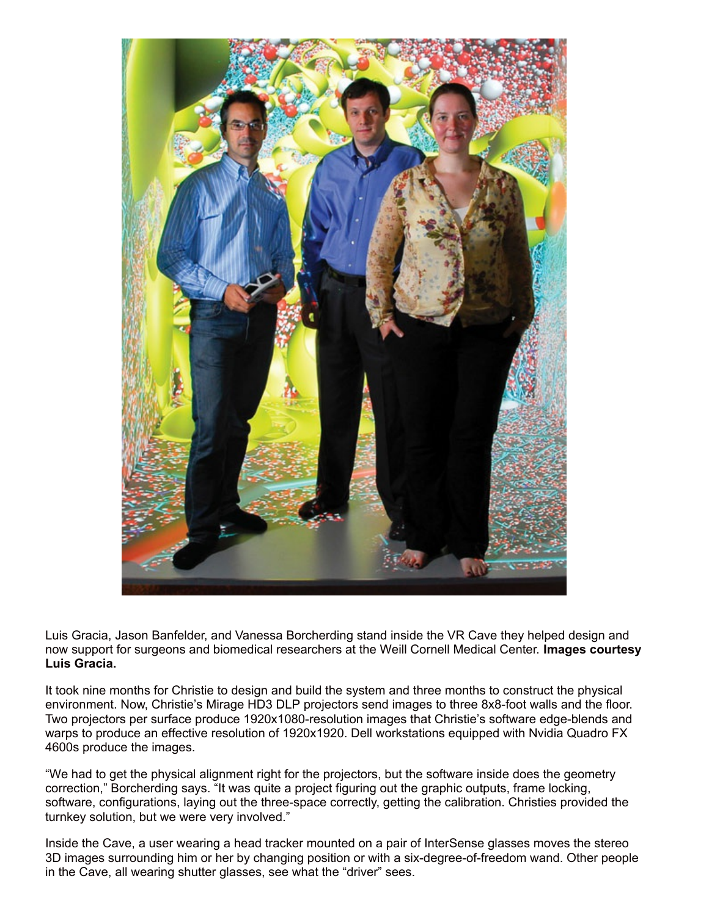Luis Gracia, Jason Banfelder, and Vanessa Borcherding stand inside the VR Cave they helped design and now support for surgeons and biomedical researchers at the Weill Cornell Medical Center. **Images courtesy Luis Gracia.**

It took nine months for Christie to design and build the system and three months to construct the physical environment. Now, Christie's Mirage HD3 DLP projectors send images to three 8x8-foot walls and the floor. Two projectors per surface produce 1920x1080-resolution images that Christie's software edge-blends and warps to produce an effective resolution of 1920x1920. Dell workstations equipped with Nvidia Quadro FX 4600s produce the images.

"We had to get the physical alignment right for the projectors, but the software inside does the geometry correction," Borcherding says. "It was quite a project figuring out the graphic outputs, frame locking, software, configurations, laying out the three-space correctly, getting the calibration. Christies provided the turnkey solution, but we were very involved."

Inside the Cave, a user wearing a head tracker mounted on a pair of InterSense glasses moves the stereo 3D images surrounding him or her by changing position or with a six-degree-of-freedom wand. Other people in the Cave, all wearing shutter glasses, see what the "driver" sees.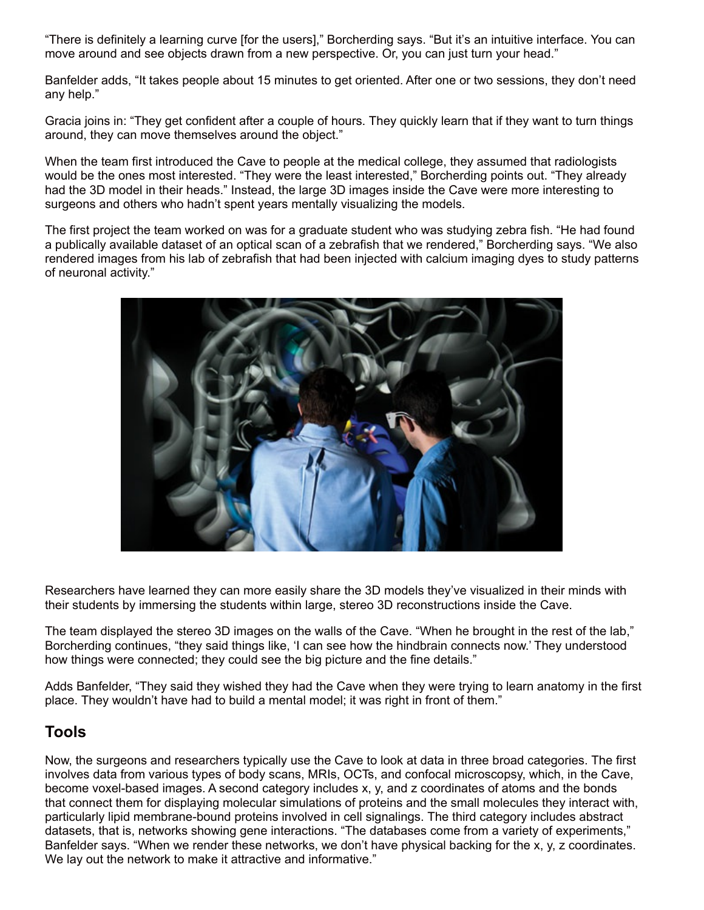"There is definitely a learning curve [for the users]," Borcherding says. "But it's an intuitive interface. You can move around and see objects drawn from a new perspective. Or, you can just turn your head."

Banfelder adds, "It takes people about 15 minutes to get oriented. After one or two sessions, they don't need any help."

Gracia joins in: "They get confident after a couple of hours. They quickly learn that if they want to turn things around, they can move themselves around the object."

When the team first introduced the Cave to people at the medical college, they assumed that radiologists would be the ones most interested. "They were the least interested," Borcherding points out. "They already had the 3D model in their heads." Instead, the large 3D images inside the Cave were more interesting to surgeons and others who hadn't spent years mentally visualizing the models.

The first project the team worked on was for a graduate student who was studying zebra fish. "He had found a publically available dataset of an optical scan of a zebrafish that we rendered," Borcherding says. "We also rendered images from his lab of zebrafish that had been injected with calcium imaging dyes to study patterns of neuronal activity."

Researchers have learned they can more easily share the 3D models they've visualized in their minds with their students by immersing the students within large, stereo 3D reconstructions inside the Cave.

The team displayed the stereo 3D images on the walls of the Cave. "When he brought in the rest of the lab," Borcherding continues, "they said things like, 'I can see how the hindbrain connects now.' They understood how things were connected; they could see the big picture and the fine details."

Adds Banfelder, "They said they wished they had the Cave when they were trying to learn anatomy in the first place. They wouldn't have had to build a mental model; it was right in front of them."

## Tools

Now, the surgeons and researchers typically use the Cave to look at data in three broad categories. The first involves data from various types of body scans, MRIs, OCTs, and confocal microscopy, which, in the Cave, become voxel-based images. A second category includes x, y, and z coordinates of atoms and the bonds that connect them for displaying molecular simulations of proteins and the small molecules they interact with, particularly lipid membrane-bound proteins involved in cell signalings. The third category includes abstract datasets, that is, networks showing gene interactions. "The databases come from a variety of experiments," Banfelder says. "When we render these networks, we don't have physical backing for the x, y, z coordinates. We lay out the network to make it attractive and informative."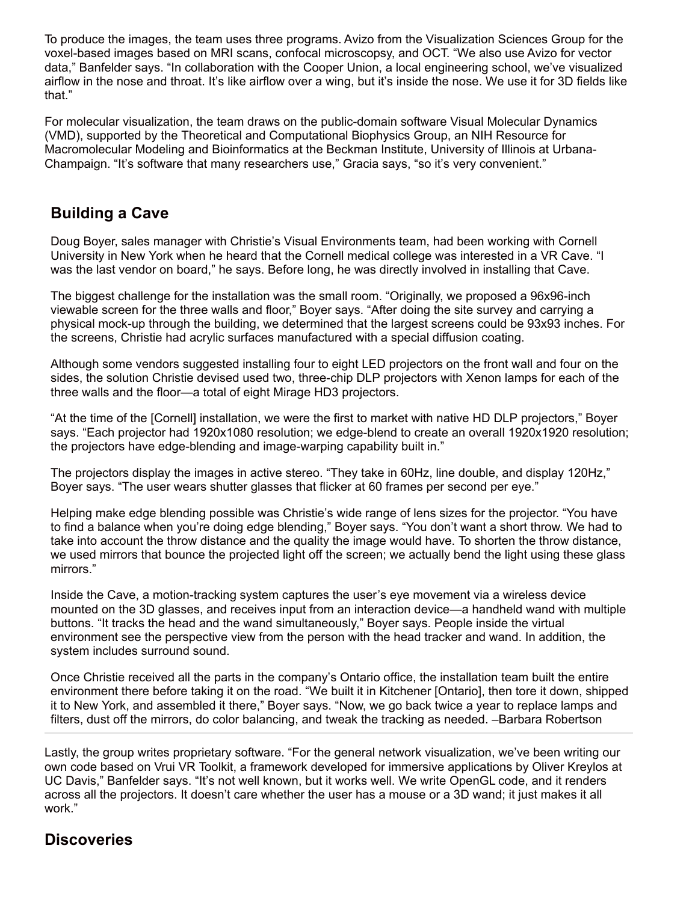To produce the images, the team uses three programs. Avizo from the Visualization Sciences Group for the voxel-based images based on MRI scans, confocal microscopy, and OCT. "We also use Avizo for vector data," Banfelder says. "In collaboration with the Cooper Union, a local engineering school, we've visualized airflow in the nose and throat. It's like airflow over a wing, but it's inside the nose. We use it for 3D fields like that."

For molecular visualization, the team draws on the public-domain software Visual Molecular Dynamics (VMD), supported by the Theoretical and Computational Biophysics Group, an NIH Resource for Macromolecular Modeling and Bioinformatics at the Beckman Institute, University of Illinois at Urbana-Champaign. "It's software that many researchers use," Gracia says, "so it's very convenient."

## Building a Cave

Doug Boyer, sales manager with Christie's Visual Environments team, had been working with Cornell University in New York when he heard that the Cornell medical college was interested in a VR Cave. "I was the last vendor on board," he says. Before long, he was directly involved in installing that Cave.

The biggest challenge for the installation was the small room. "Originally, we proposed a 96x96-inch viewable screen for the three walls and floor," Boyer says. "After doing the site survey and carrying a physical mock-up through the building, we determined that the largest screens could be 93x93 inches. For the screens, Christie had acrylic surfaces manufactured with a special diffusion coating.

Although some vendors suggested installing four to eight LED projectors on the front wall and four on the sides, the solution Christie devised used two, three-chip DLP projectors with Xenon lamps for each of the three walls and the floor—a total of eight Mirage HD3 projectors.

"At the time of the [Cornell] installation, we were the first to market with native HD DLP projectors," Boyer says. "Each projector had 1920x1080 resolution; we edge-blend to create an overall 1920x1920 resolution; the projectors have edge-blending and image-warping capability built in."

The projectors display the images in active stereo. "They take in 60Hz, line double, and display 120Hz," Boyer says. "The user wears shutter glasses that flicker at 60 frames per second per eye."

Helping make edge blending possible was Christie's wide range of lens sizes for the projector. "You have to find a balance when you're doing edge blending," Boyer says. "You don't want a short throw. We had to take into account the throw distance and the quality the image would have. To shorten the throw distance, we used mirrors that bounce the projected light off the screen; we actually bend the light using these glass mirrors."

Inside the Cave, a motion-tracking system captures the user's eye movement via a wireless device mounted on the 3D glasses, and receives input from an interaction device—a handheld wand with multiple buttons. "It tracks the head and the wand simultaneously," Boyer says. People inside the virtual environment see the perspective view from the person with the head tracker and wand. In addition, the system includes surround sound.

Once Christie received all the parts in the company's Ontario office, the installation team built the entire environment there before taking it on the road. "We built it in Kitchener [Ontario], then tore it down, shipped it to New York, and assembled it there," Boyer says. "Now, we go back twice a year to replace lamps and filters, dust off the mirrors, do color balancing, and tweak the tracking as needed. –Barbara Robertson

---

Lastly, the group writes proprietary software. "For the general network visualization, we've been writing our own code based on Vrui VR Toolkit, a framework developed for immersive applications by Oliver Kreylos at UC Davis," Banfelder says. "It's not well known, but it works well. We write OpenGL code, and it renders across all the projectors. It doesn't care whether the user has a mouse or a 3D wand; it just makes it all work."

## Discoveries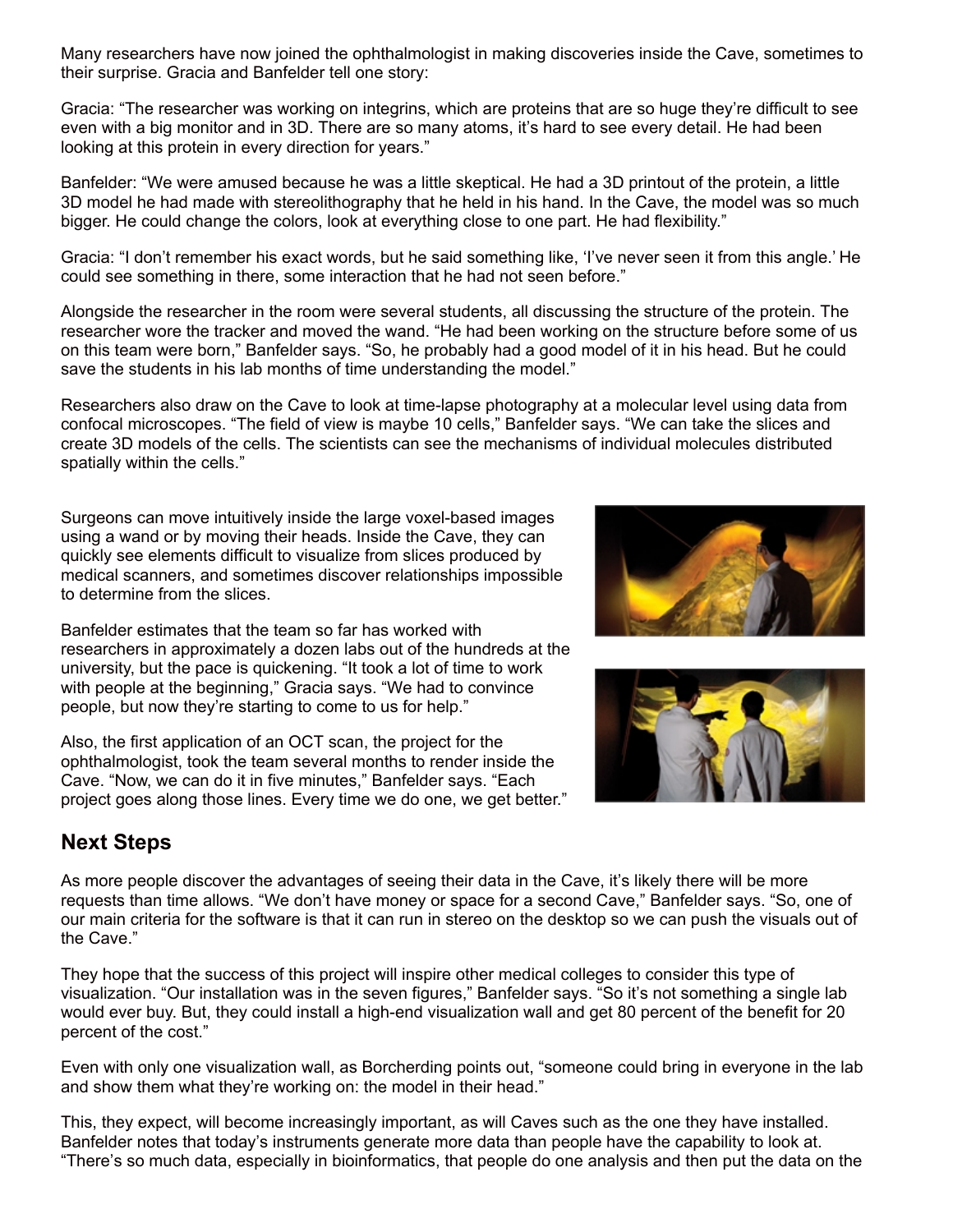Many researchers have now joined the ophthalmologist in making discoveries inside the Cave, sometimes to their surprise. Gracia and Banfelder tell one story:

Gracia: "The researcher was working on integrins, which are proteins that are so huge they're difficult to see even with a big monitor and in 3D. There are so many atoms, it's hard to see every detail. He had been looking at this protein in every direction for years."

Banfelder: "We were amused because he was a little skeptical. He had a 3D printout of the protein, a little 3D model he had made with stereolithography that he held in his hand. In the Cave, the model was so much bigger. He could change the colors, look at everything close to one part. He had flexibility."

Gracia: "I don't remember his exact words, but he said something like, 'I've never seen it from this angle.' He could see something in there, some interaction that he had not seen before."

Alongside the researcher in the room were several students, all discussing the structure of the protein. The researcher wore the tracker and moved the wand. "He had been working on the structure before some of us on this team were born," Banfelder says. "So, he probably had a good model of it in his head. But he could save the students in his lab months of time understanding the model."

Researchers also draw on the Cave to look at time-lapse photography at a molecular level using data from confocal microscopes. "The field of view is maybe 10 cells," Banfelder says. "We can take the slices and create 3D models of the cells. The scientists can see the mechanisms of individual molecules distributed spatially within the cells."

Surgeons can move intuitively inside the large voxel-based images using a wand or by moving their heads. Inside the Cave, they can quickly see elements difficult to visualize from slices produced by medical scanners, and sometimes discover relationships impossible to determine from the slices.

Banfelder estimates that the team so far has worked with researchers in approximately a dozen labs out of the hundreds at the university, but the pace is quickening. "It took a lot of time to work with people at the beginning," Gracia says. "We had to convince people, but now they're starting to come to us for help."

Also, the first application of an OCT scan, the project for the ophthalmologist, took the team several months to render inside the Cave. "Now, we can do it in five minutes," Banfelder says. "Each project goes along those lines. Every time we do one, we get better."

## Next Steps

As more people discover the advantages of seeing their data in the Cave, it's likely there will be more requests than time allows. "We don't have money or space for a second Cave," Banfelder says. "So, one of our main criteria for the software is that it can run in stereo on the desktop so we can push the visuals out of the Cave."

They hope that the success of this project will inspire other medical colleges to consider this type of visualization. "Our installation was in the seven figures," Banfelder says. "So it's not something a single lab would ever buy. But, they could install a high-end visualization wall and get 80 percent of the benefit for 20 percent of the cost."

Even with only one visualization wall, as Borcherding points out, "someone could bring in everyone in the lab and show them what they're working on: the model in their head."

This, they expect, will become increasingly important, as will Caves such as the one they have installed. Banfelder notes that today's instruments generate more data than people have the capability to look at. "There's so much data, especially in bioinformatics, that people do one analysis and then put the data on the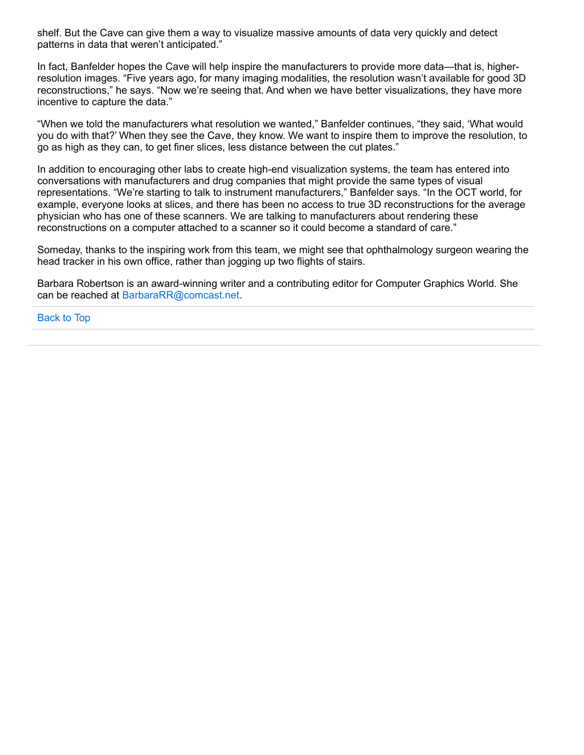shelf. But the Cave can give them a way to visualize massive amounts of data very quickly and detect patterns in data that weren't anticipated."

In fact, Banfelder hopes the Cave will help inspire the manufacturers to provide more data—that is, higher-resolution images. "Five years ago, for many imaging modalities, the resolution wasn't available for good 3D reconstructions," he says. "Now we're seeing that. And when we have better visualizations, they have more incentive to capture the data."

"When we told the manufacturers what resolution we wanted," Banfelder continues, "they said, 'What would you do with that?' When they see the Cave, they know. We want to inspire them to improve the resolution, to go as high as they can, to get finer slices, less distance between the cut plates."

In addition to encouraging other labs to create high-end visualization systems, the team has entered into conversations with manufacturers and drug companies that might provide the same types of visual representations. "We're starting to talk to instrument manufacturers," Banfelder says. "In the OCT world, for example, everyone looks at slices, and there has been no access to true 3D reconstructions for the average physician who has one of these scanners. We are talking to manufacturers about rendering these reconstructions on a computer attached to a scanner so it could become a standard of care."

Someday, thanks to the inspiring work from this team, we might see that ophthalmology surgeon wearing the head tracker in his own office, rather than jogging up two flights of stairs.

Barbara Robertson is an award-winning writer and a contributing editor for Computer Graphics World. She can be reached at BarbaraRR@comcast.net.

Back to Top